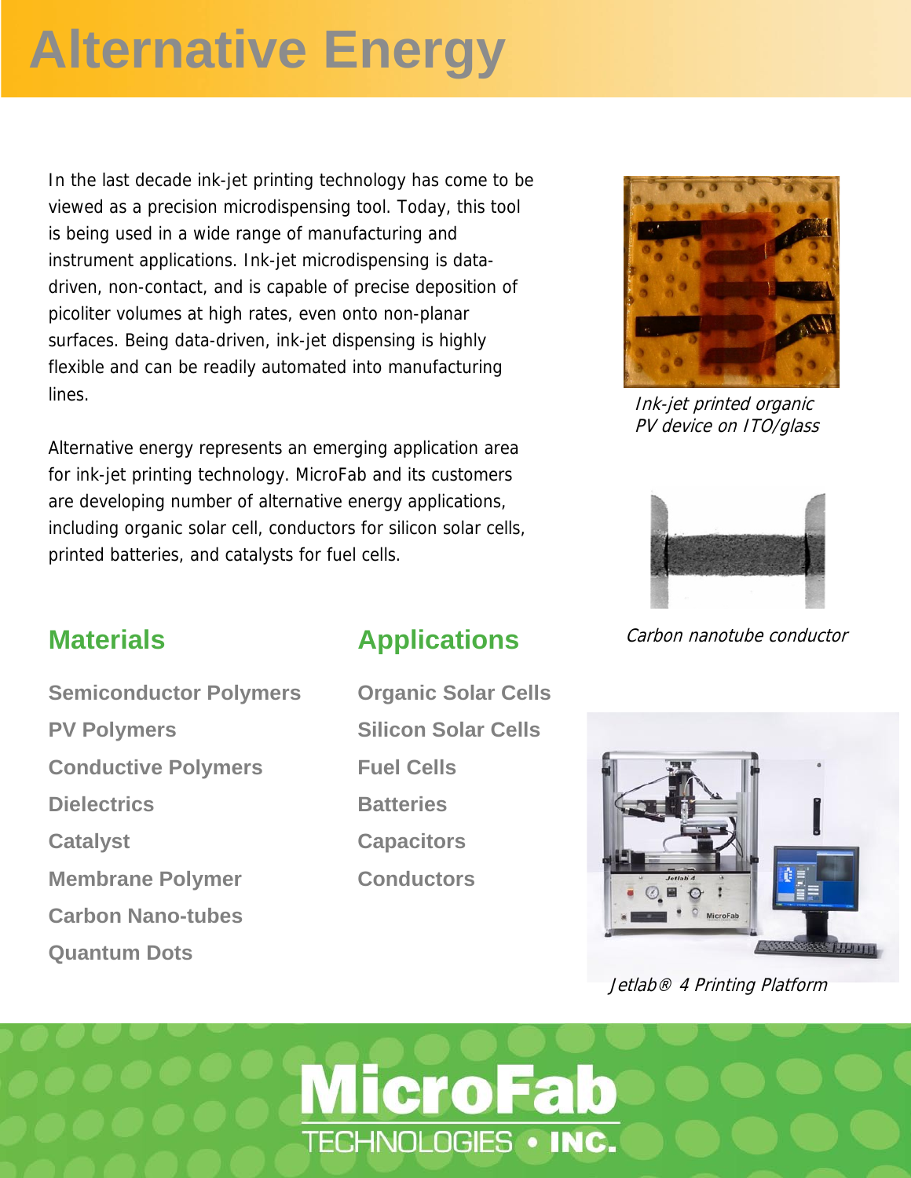# Alternative Energy

In the last decade ink-jet printing technology has come to be viewed as a precision microdispensing tool. Today, this tool is being used in a wide range of manufacturing and instrument applications. Ink-jet microdispensing is data-driven, non-contact, and is capable of precise deposition of picoliter volumes at high rates, even onto non-planar surfaces. Being data-driven, ink-jet dispensing is highly flexible and can be readily automated into manufacturing lines.

Alternative energy represents an emerging application area for ink-jet printing technology. MicroFab and its customers are developing number of alternative energy applications, including organic solar cell, conductors for silicon solar cells, printed batteries, and catalysts for fuel cells.

*Ink-jet printed organic PV device on ITO/glass*

*Carbon nanotube conductor*

## Materials

- Semiconductor Polymers
- PV Polymers
- Conductive Polymers
- Dielectrics
- Catalyst
- Membrane Polymer
- Carbon Nano-tubes
- Quantum Dots

## Applications

- Organic Solar Cells
- Silicon Solar Cells
- Fuel Cells
- Batteries
- Capacitors
- Conductors

*Jetlab® 4 Printing Platform*

**MicroFab**
TECHNOLOGIES • INC.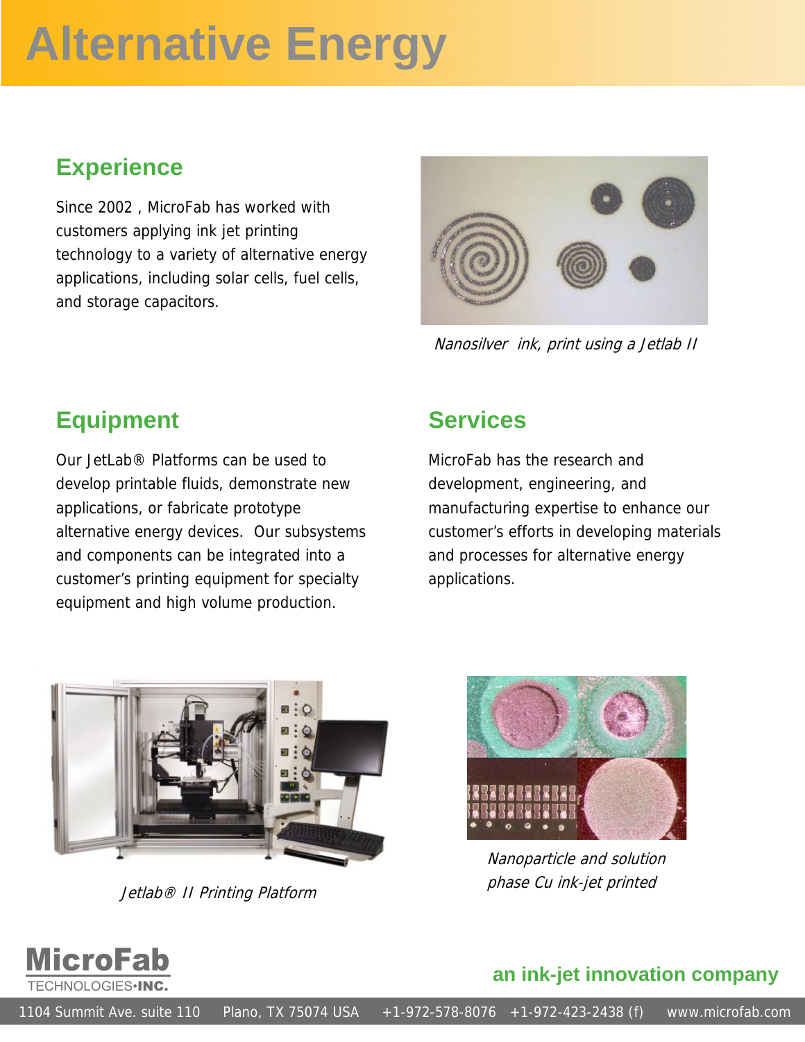# Alternative Energy

## Experience

Since 2002 , MicroFab has worked with customers applying ink jet printing technology to a variety of alternative energy applications, including solar cells, fuel cells, and storage capacitors.

*Nanosilver ink, print using a Jetlab II*

## Equipment

Our JetLab® Platforms can be used to develop printable fluids, demonstrate new applications, or fabricate prototype alternative energy devices. Our subsystems and components can be integrated into a customer's printing equipment for specialty equipment and high volume production.

## Services

MicroFab has the research and development, engineering, and manufacturing expertise to enhance our customer's efforts in developing materials and processes for alternative energy applications.

*Jetlab® II Printing Platform*

*Nanoparticle and solution phase Cu ink-jet printed*

MicroFab TECHNOLOGIES•INC.

**an ink-jet innovation company**

1104 Summit Ave. suite 110 Plano, TX 75074 USA +1-972-578-8076 +1-972-423-2438 (f) www.microfab.com